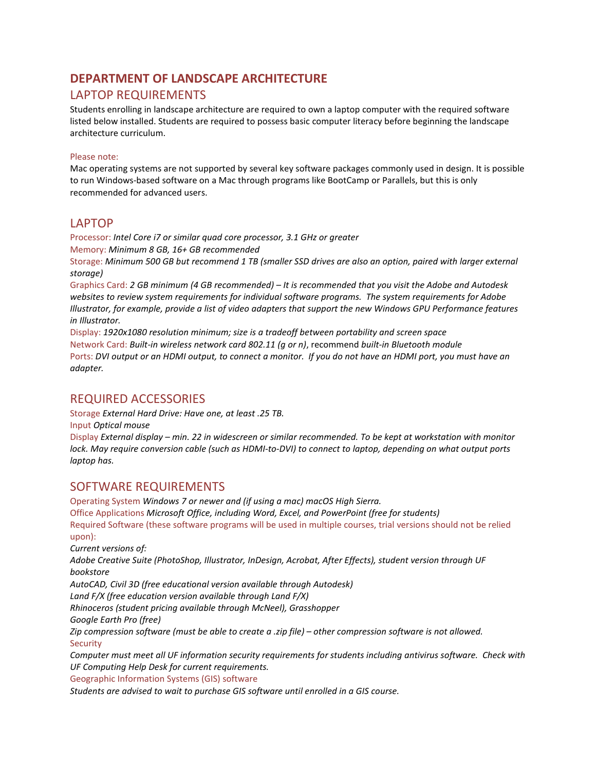# DEPARTMENT OF LANDSCAPE ARCHITECTURE

## LAPTOP REQUIREMENTS

Students enrolling in landscape architecture are required to own a laptop computer with the required software listed below installed. Students are required to possess basic computer literacy before beginning the landscape architecture curriculum.

Please note:

Mac operating systems are not supported by several key software packages commonly used in design. It is possible to run Windows-based software on a Mac through programs like BootCamp or Parallels, but this is only recommended for advanced users.

## LAPTOP

Processor: *Intel Core i7 or similar quad core processor, 3.1 GHz or greater*

Memory: *Minimum 8 GB, 16+ GB recommended*

Storage: *Minimum 500 GB but recommend 1 TB (smaller SSD drives are also an option, paired with larger external storage)*

Graphics Card: *2 GB minimum (4 GB recommended) – It is recommended that you visit the Adobe and Autodesk websites to review system requirements for individual software programs. The system requirements for Adobe Illustrator, for example, provide a list of video adapters that support the new Windows GPU Performance features in Illustrator.*

Display: *1920x1080 resolution minimum; size is a tradeoff between portability and screen space*

Network Card: *Built-in wireless network card 802.11 (g or n)*, recommend *built-in Bluetooth module*

Ports: *DVI output or an HDMI output, to connect a monitor. If you do not have an HDMI port, you must have an adapter.*

## REQUIRED ACCESSORIES

Storage *External Hard Drive: Have one, at least .25 TB.*

Input *Optical mouse*

Display *External display – min. 22 in widescreen or similar recommended. To be kept at workstation with monitor lock. May require conversion cable (such as HDMI-to-DVI) to connect to laptop, depending on what output ports laptop has.*

## SOFTWARE REQUIREMENTS

Operating System *Windows 7 or newer and (if using a mac) macOS High Sierra.*

Office Applications *Microsoft Office, including Word, Excel, and PowerPoint (free for students)*

Required Software (these software programs will be used in multiple courses, trial versions should not be relied upon):

*Current versions of:*

*Adobe Creative Suite (PhotoShop, Illustrator, InDesign, Acrobat, After Effects), student version through UF bookstore*

*AutoCAD, Civil 3D (free educational version available through Autodesk)*

*Land F/X (free education version available through Land F/X)*

*Rhinoceros (student pricing available through McNeel), Grasshopper*

*Google Earth Pro (free)*

*Zip compression software (must be able to create a .zip file) – other compression software is not allowed.*

Security

*Computer must meet all UF information security requirements for students including antivirus software. Check with UF Computing Help Desk for current requirements.*

Geographic Information Systems (GIS) software

*Students are advised to wait to purchase GIS software until enrolled in a GIS course.*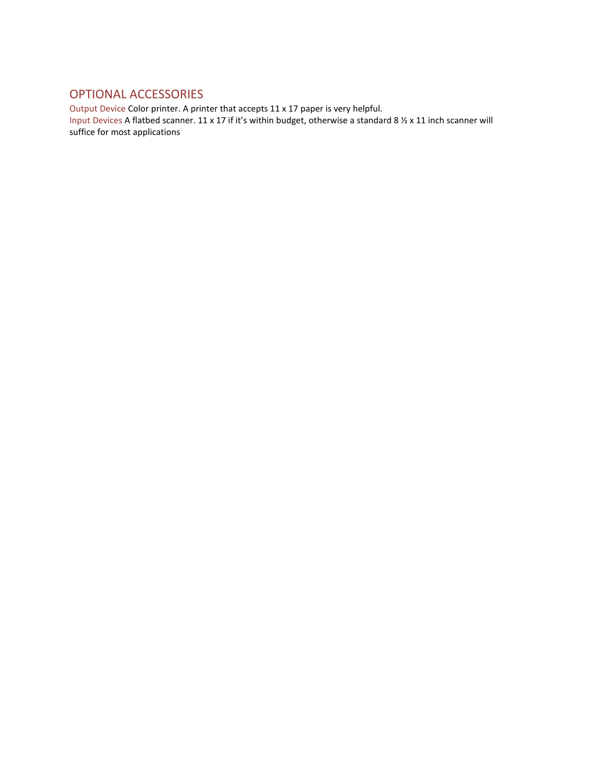## OPTIONAL ACCESSORIES

Output Device Color printer. A printer that accepts 11 x 17 paper is very helpful.

Input Devices A flatbed scanner. 11 x 17 if it's within budget, otherwise a standard 8 ½ x 11 inch scanner will suffice for most applications